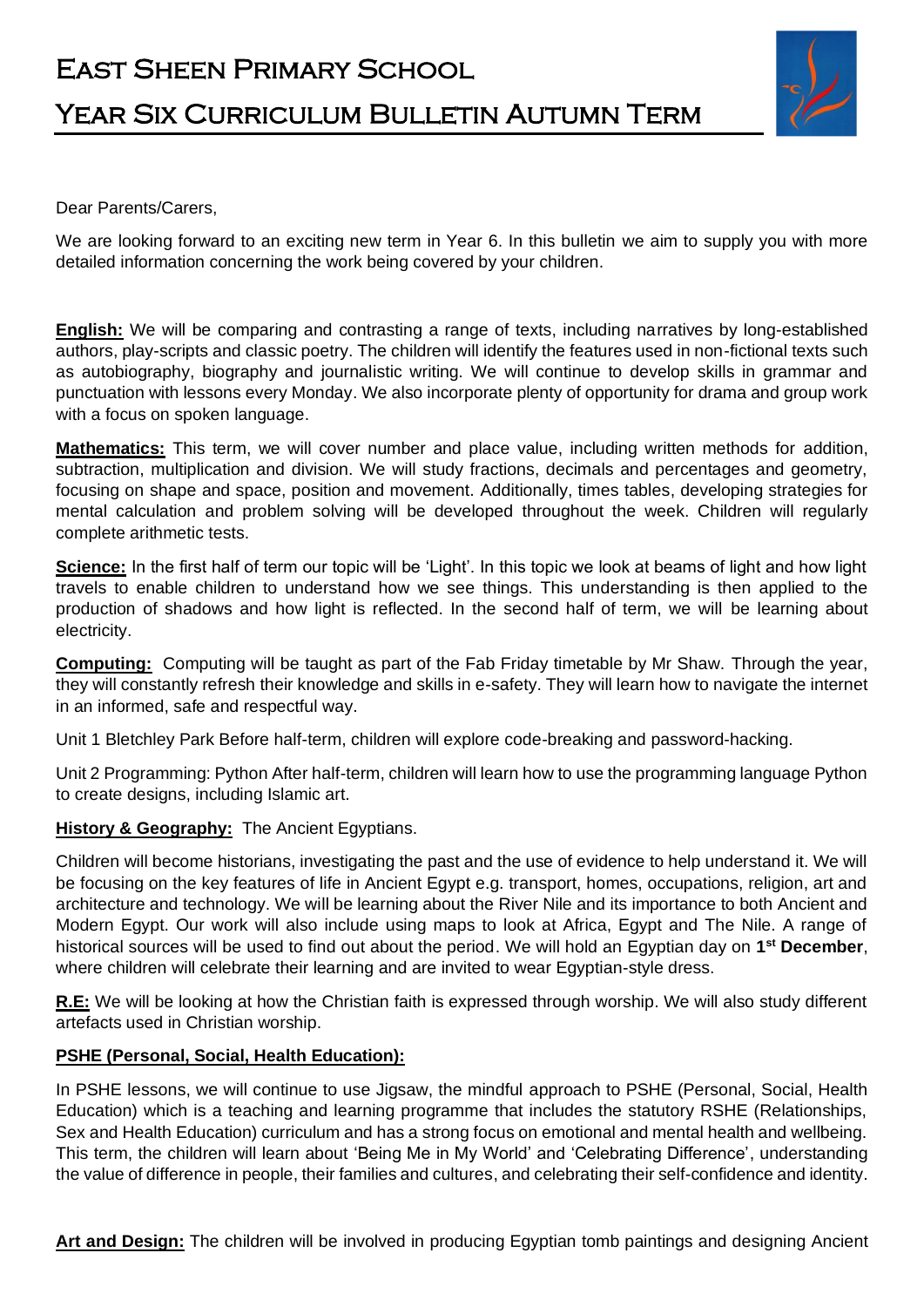# East Sheen Primary School

## Year Six Curriculum Bulletin Autumn Term

Dear Parents/Carers,

We are looking forward to an exciting new term in Year 6. In this bulletin we aim to supply you with more detailed information concerning the work being covered by your children.

**English:** We will be comparing and contrasting a range of texts, including narratives by long-established authors, play-scripts and classic poetry. The children will identify the features used in non-fictional texts such as autobiography, biography and journalistic writing. We will continue to develop skills in grammar and punctuation with lessons every Monday. We also incorporate plenty of opportunity for drama and group work with a focus on spoken language.

**Mathematics:** This term, we will cover number and place value, including written methods for addition, subtraction, multiplication and division. We will study fractions, decimals and percentages and geometry, focusing on shape and space, position and movement. Additionally, times tables, developing strategies for mental calculation and problem solving will be developed throughout the week. Children will regularly complete arithmetic tests.

**Science:** In the first half of term our topic will be 'Light'. In this topic we look at beams of light and how light travels to enable children to understand how we see things. This understanding is then applied to the production of shadows and how light is reflected. In the second half of term, we will be learning about electricity.

**Computing:** Computing will be taught as part of the Fab Friday timetable by Mr Shaw. Through the year, they will constantly refresh their knowledge and skills in e-safety. They will learn how to navigate the internet in an informed, safe and respectful way.

Unit 1 Bletchley Park Before half-term, children will explore code-breaking and password-hacking.

Unit 2 Programming: Python After half-term, children will learn how to use the programming language Python to create designs, including Islamic art.

**History & Geography:** The Ancient Egyptians.

Children will become historians, investigating the past and the use of evidence to help understand it. We will be focusing on the key features of life in Ancient Egypt e.g. transport, homes, occupations, religion, art and architecture and technology. We will be learning about the River Nile and its importance to both Ancient and Modern Egypt. Our work will also include using maps to look at Africa, Egypt and The Nile. A range of historical sources will be used to find out about the period. We will hold an Egyptian day on **1st December**, where children will celebrate their learning and are invited to wear Egyptian-style dress.

**R.E:** We will be looking at how the Christian faith is expressed through worship. We will also study different artefacts used in Christian worship.

**PSHE (Personal, Social, Health Education):**

In PSHE lessons, we will continue to use Jigsaw, the mindful approach to PSHE (Personal, Social, Health Education) which is a teaching and learning programme that includes the statutory RSHE (Relationships, Sex and Health Education) curriculum and has a strong focus on emotional and mental health and wellbeing. This term, the children will learn about 'Being Me in My World' and 'Celebrating Difference', understanding the value of difference in people, their families and cultures, and celebrating their self-confidence and identity.

**Art and Design:** The children will be involved in producing Egyptian tomb paintings and designing Ancient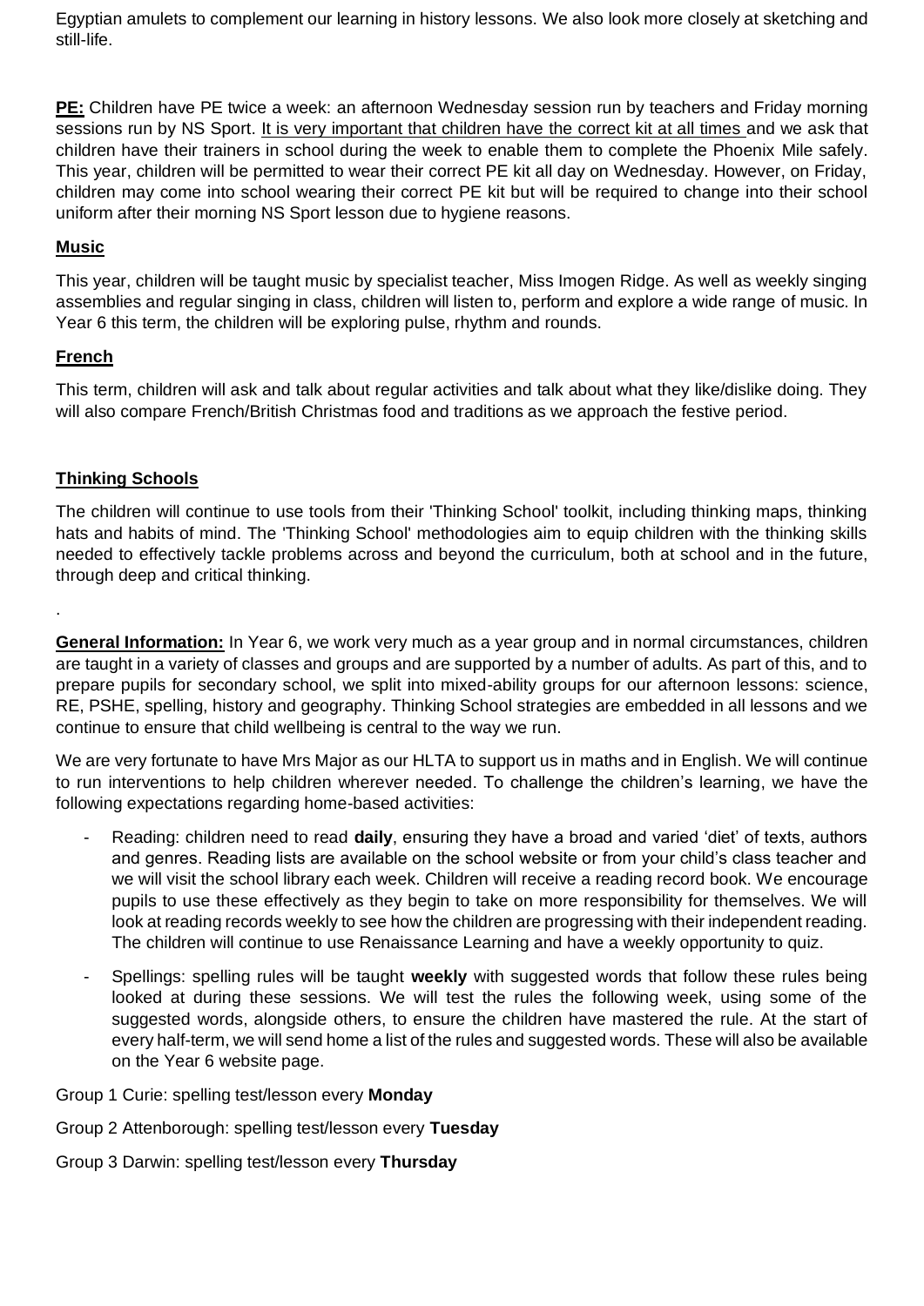Egyptian amulets to complement our learning in history lessons. We also look more closely at sketching and still-life.

**PE:** Children have PE twice a week: an afternoon Wednesday session run by teachers and Friday morning sessions run by NS Sport. It is very important that children have the correct kit at all times and we ask that children have their trainers in school during the week to enable them to complete the Phoenix Mile safely. This year, children will be permitted to wear their correct PE kit all day on Wednesday. However, on Friday, children may come into school wearing their correct PE kit but will be required to change into their school uniform after their morning NS Sport lesson due to hygiene reasons.

**Music**

This year, children will be taught music by specialist teacher, Miss Imogen Ridge. As well as weekly singing assemblies and regular singing in class, children will listen to, perform and explore a wide range of music. In Year 6 this term, the children will be exploring pulse, rhythm and rounds.

**French**

This term, children will ask and talk about regular activities and talk about what they like/dislike doing. They will also compare French/British Christmas food and traditions as we approach the festive period.

**Thinking Schools**

The children will continue to use tools from their 'Thinking School' toolkit, including thinking maps, thinking hats and habits of mind. The 'Thinking School' methodologies aim to equip children with the thinking skills needed to effectively tackle problems across and beyond the curriculum, both at school and in the future, through deep and critical thinking.

.

**General Information:** In Year 6, we work very much as a year group and in normal circumstances, children are taught in a variety of classes and groups and are supported by a number of adults. As part of this, and to prepare pupils for secondary school, we split into mixed-ability groups for our afternoon lessons: science, RE, PSHE, spelling, history and geography. Thinking School strategies are embedded in all lessons and we continue to ensure that child wellbeing is central to the way we run.

We are very fortunate to have Mrs Major as our HLTA to support us in maths and in English. We will continue to run interventions to help children wherever needed. To challenge the children's learning, we have the following expectations regarding home-based activities:

- Reading: children need to read **daily**, ensuring they have a broad and varied 'diet' of texts, authors and genres. Reading lists are available on the school website or from your child's class teacher and we will visit the school library each week. Children will receive a reading record book. We encourage pupils to use these effectively as they begin to take on more responsibility for themselves. We will look at reading records weekly to see how the children are progressing with their independent reading. The children will continue to use Renaissance Learning and have a weekly opportunity to quiz.
- Spellings: spelling rules will be taught **weekly** with suggested words that follow these rules being looked at during these sessions. We will test the rules the following week, using some of the suggested words, alongside others, to ensure the children have mastered the rule. At the start of every half-term, we will send home a list of the rules and suggested words. These will also be available on the Year 6 website page.

Group 1 Curie: spelling test/lesson every **Monday**

Group 2 Attenborough: spelling test/lesson every **Tuesday**

Group 3 Darwin: spelling test/lesson every **Thursday**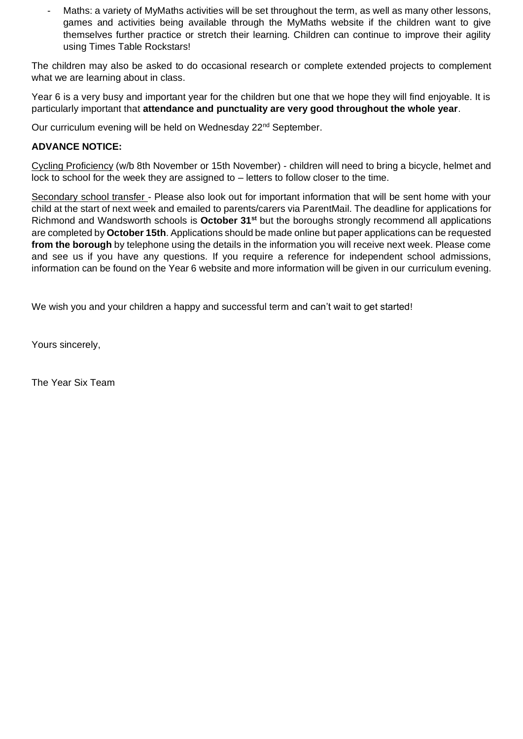- Maths: a variety of MyMaths activities will be set throughout the term, as well as many other lessons, games and activities being available through the MyMaths website if the children want to give themselves further practice or stretch their learning. Children can continue to improve their agility using Times Table Rockstars!

The children may also be asked to do occasional research or complete extended projects to complement what we are learning about in class.

Year 6 is a very busy and important year for the children but one that we hope they will find enjoyable. It is particularly important that **attendance and punctuality are very good throughout the whole year**.

Our curriculum evening will be held on Wednesday 22nd September.

**ADVANCE NOTICE:**

Cycling Proficiency (w/b 8th November or 15th November) - children will need to bring a bicycle, helmet and lock to school for the week they are assigned to – letters to follow closer to the time.

Secondary school transfer - Please also look out for important information that will be sent home with your child at the start of next week and emailed to parents/carers via ParentMail. The deadline for applications for Richmond and Wandsworth schools is **October 31st** but the boroughs strongly recommend all applications are completed by **October 15th**. Applications should be made online but paper applications can be requested **from the borough** by telephone using the details in the information you will receive next week. Please come and see us if you have any questions. If you require a reference for independent school admissions, information can be found on the Year 6 website and more information will be given in our curriculum evening.

We wish you and your children a happy and successful term and can't wait to get started!

Yours sincerely,

The Year Six Team